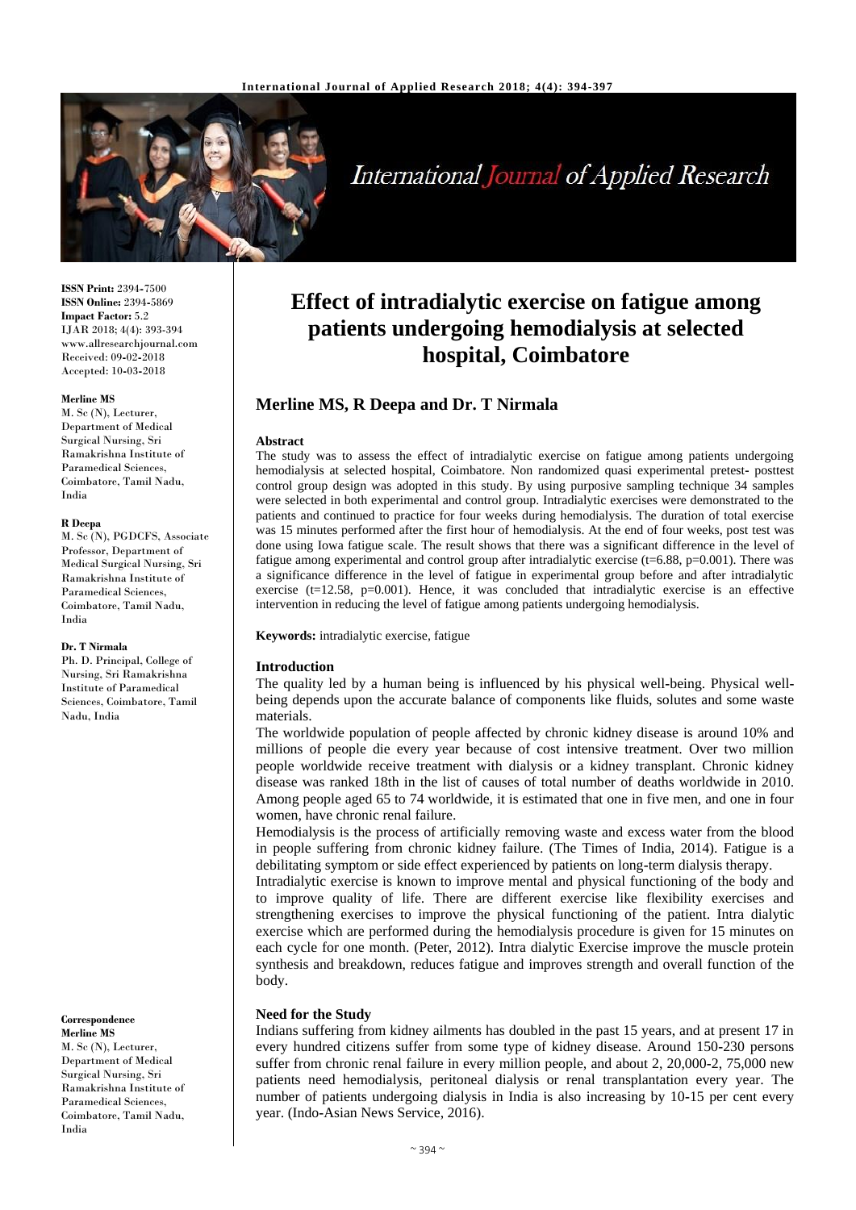**ISSN Print:** 2394-7500
**ISSN Online:** 2394-5869
**Impact Factor:** 5.2
IJAR 2018; 4(4): 393-394
www.allresearchjournal.com
Received: 09-02-2018
Accepted: 10-03-2018

**Merline MS**
M. Sc (N), Lecturer, Department of Medical Surgical Nursing, Sri Ramakrishna Institute of Paramedical Sciences, Coimbatore, Tamil Nadu, India

**R Deepa**
M. Sc (N), PGDCFS, Associate Professor, Department of Medical Surgical Nursing, Sri Ramakrishna Institute of Paramedical Sciences, Coimbatore, Tamil Nadu, India

**Dr. T Nirmala**
Ph. D. Principal, College of Nursing, Sri Ramakrishna Institute of Paramedical Sciences, Coimbatore, Tamil Nadu, India

**Correspondence**
**Merline MS**
M. Sc (N), Lecturer, Department of Medical Surgical Nursing, Sri Ramakrishna Institute of Paramedical Sciences, Coimbatore, Tamil Nadu, India

# Effect of intradialytic exercise on fatigue among patients undergoing hemodialysis at selected hospital, Coimbatore

## Merline MS, R Deepa and Dr. T Nirmala

**Abstract**

The study was to assess the effect of intradialytic exercise on fatigue among patients undergoing hemodialysis at selected hospital, Coimbatore. Non randomized quasi experimental pretest- posttest control group design was adopted in this study. By using purposive sampling technique 34 samples were selected in both experimental and control group. Intradialytic exercises were demonstrated to the patients and continued to practice for four weeks during hemodialysis. The duration of total exercise was 15 minutes performed after the first hour of hemodialysis. At the end of four weeks, post test was done using Iowa fatigue scale. The result shows that there was a significant difference in the level of fatigue among experimental and control group after intradialytic exercise (t=6.88, p=0.001). There was a significance difference in the level of fatigue in experimental group before and after intradialytic exercise (t=12.58, p=0.001). Hence, it was concluded that intradialytic exercise is an effective intervention in reducing the level of fatigue among patients undergoing hemodialysis.

**Keywords:** intradialytic exercise, fatigue

### Introduction

The quality led by a human being is influenced by his physical well-being. Physical well-being depends upon the accurate balance of components like fluids, solutes and some waste materials.

The worldwide population of people affected by chronic kidney disease is around 10% and millions of people die every year because of cost intensive treatment. Over two million people worldwide receive treatment with dialysis or a kidney transplant. Chronic kidney disease was ranked 18th in the list of causes of total number of deaths worldwide in 2010. Among people aged 65 to 74 worldwide, it is estimated that one in five men, and one in four women, have chronic renal failure.

Hemodialysis is the process of artificially removing waste and excess water from the blood in people suffering from chronic kidney failure. (The Times of India, 2014). Fatigue is a debilitating symptom or side effect experienced by patients on long-term dialysis therapy.

Intradialytic exercise is known to improve mental and physical functioning of the body and to improve quality of life. There are different exercise like flexibility exercises and strengthening exercises to improve the physical functioning of the patient. Intra dialytic exercise which are performed during the hemodialysis procedure is given for 15 minutes on each cycle for one month. (Peter, 2012). Intra dialytic Exercise improve the muscle protein synthesis and breakdown, reduces fatigue and improves strength and overall function of the body.

### Need for the Study

Indians suffering from kidney ailments has doubled in the past 15 years, and at present 17 in every hundred citizens suffer from some type of kidney disease. Around 150-230 persons suffer from chronic renal failure in every million people, and about 2, 20,000-2, 75,000 new patients need hemodialysis, peritoneal dialysis or renal transplantation every year. The number of patients undergoing dialysis in India is also increasing by 10-15 per cent every year. (Indo-Asian News Service, 2016).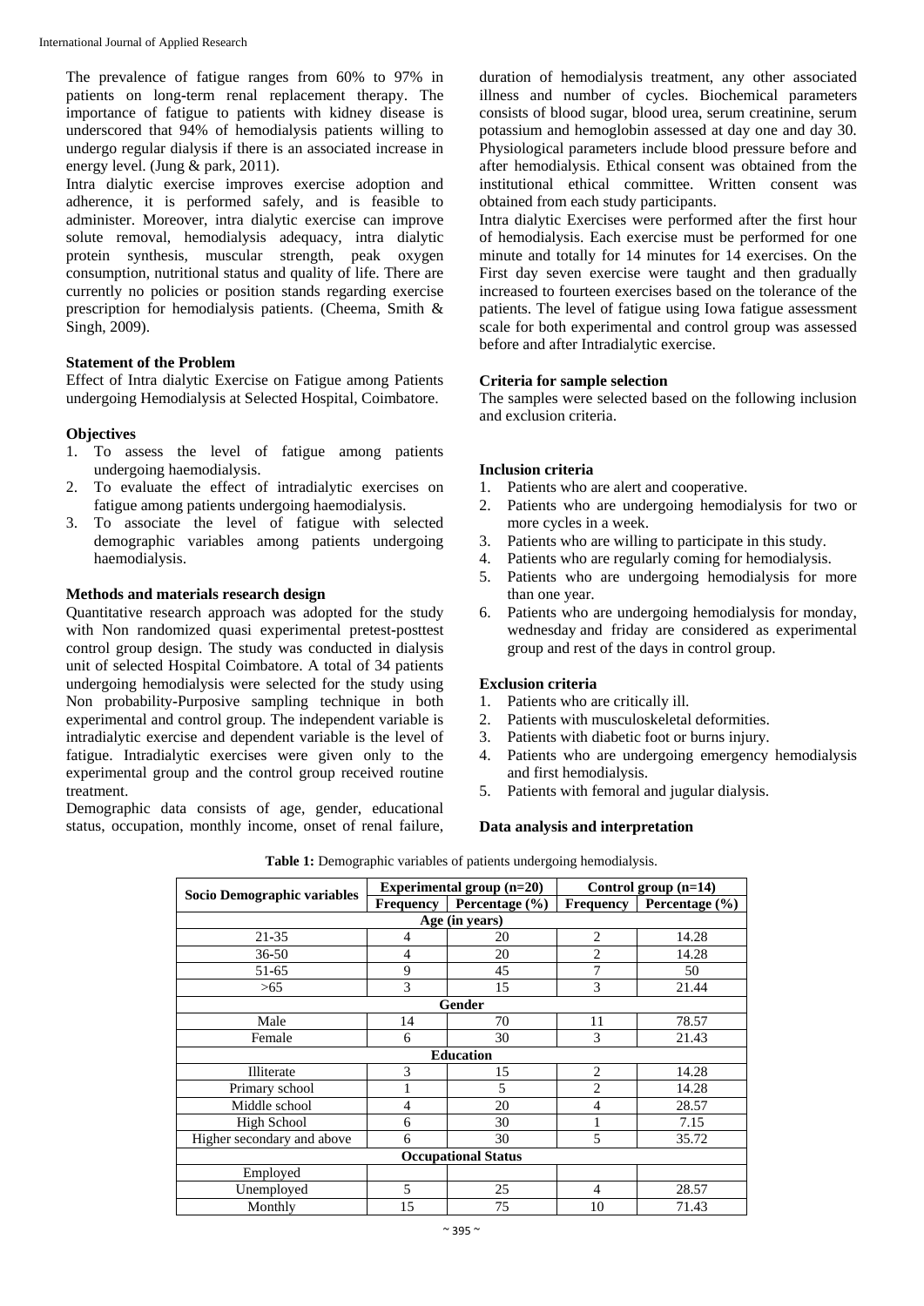The prevalence of fatigue ranges from 60% to 97% in patients on long-term renal replacement therapy. The importance of fatigue to patients with kidney disease is underscored that 94% of hemodialysis patients willing to undergo regular dialysis if there is an associated increase in energy level. (Jung & park, 2011).

Intra dialytic exercise improves exercise adoption and adherence, it is performed safely, and is feasible to administer. Moreover, intra dialytic exercise can improve solute removal, hemodialysis adequacy, intra dialytic protein synthesis, muscular strength, peak oxygen consumption, nutritional status and quality of life. There are currently no policies or position stands regarding exercise prescription for hemodialysis patients. (Cheema, Smith & Singh, 2009).

**Statement of the Problem**

Effect of Intra dialytic Exercise on Fatigue among Patients undergoing Hemodialysis at Selected Hospital, Coimbatore.

**Objectives**

1. To assess the level of fatigue among patients undergoing haemodialysis.
2. To evaluate the effect of intradialytic exercises on fatigue among patients undergoing haemodialysis.
3. To associate the level of fatigue with selected demographic variables among patients undergoing haemodialysis.

**Methods and materials research design**

Quantitative research approach was adopted for the study with Non randomized quasi experimental pretest-posttest control group design. The study was conducted in dialysis unit of selected Hospital Coimbatore. A total of 34 patients undergoing hemodialysis were selected for the study using Non probability-Purposive sampling technique in both experimental and control group. The independent variable is intradialytic exercise and dependent variable is the level of fatigue. Intradialytic exercises were given only to the experimental group and the control group received routine treatment.

Demographic data consists of age, gender, educational status, occupation, monthly income, onset of renal failure, duration of hemodialysis treatment, any other associated illness and number of cycles. Biochemical parameters consists of blood sugar, blood urea, serum creatinine, serum potassium and hemoglobin assessed at day one and day 30. Physiological parameters include blood pressure before and after hemodialysis. Ethical consent was obtained from the institutional ethical committee. Written consent was obtained from each study participants.

Intra dialytic Exercises were performed after the first hour of hemodialysis. Each exercise must be performed for one minute and totally for 14 minutes for 14 exercises. On the First day seven exercise were taught and then gradually increased to fourteen exercises based on the tolerance of the patients. The level of fatigue using Iowa fatigue assessment scale for both experimental and control group was assessed before and after Intradialytic exercise.

**Criteria for sample selection**

The samples were selected based on the following inclusion and exclusion criteria.

**Inclusion criteria**

1. Patients who are alert and cooperative.
2. Patients who are undergoing hemodialysis for two or more cycles in a week.
3. Patients who are willing to participate in this study.
4. Patients who are regularly coming for hemodialysis.
5. Patients who are undergoing hemodialysis for more than one year.
6. Patients who are undergoing hemodialysis for monday, wednesday and friday are considered as experimental group and rest of the days in control group.

**Exclusion criteria**

1. Patients who are critically ill.
2. Patients with musculoskeletal deformities.
3. Patients with diabetic foot or burns injury.
4. Patients who are undergoing emergency hemodialysis and first hemodialysis.
5. Patients with femoral and jugular dialysis.

**Data analysis and interpretation**

**Table 1:** Demographic variables of patients undergoing hemodialysis.

| Socio Demographic variables | Experimental group (n=20) | | Control group (n=14) | |
|---|---|---|---|---|
| | Frequency | Percentage (%) | Frequency | Percentage (%) |
| **Age (in years)** | | | | |
| 21-35 | 4 | 20 | 2 | 14.28 |
| 36-50 | 4 | 20 | 2 | 14.28 |
| 51-65 | 9 | 45 | 7 | 50 |
| >65 | 3 | 15 | 3 | 21.44 |
| **Gender** | | | | |
| Male | 14 | 70 | 11 | 78.57 |
| Female | 6 | 30 | 3 | 21.43 |
| **Education** | | | | |
| Illiterate | 3 | 15 | 2 | 14.28 |
| Primary school | 1 | 5 | 2 | 14.28 |
| Middle school | 4 | 20 | 4 | 28.57 |
| High School | 6 | 30 | 1 | 7.15 |
| Higher secondary and above | 6 | 30 | 5 | 35.72 |
| **Occupational Status** | | | | |
| Employed | | | | |
| Unemployed | 5 | 25 | 4 | 28.57 |
| Monthly | 15 | 75 | 10 | 71.43 |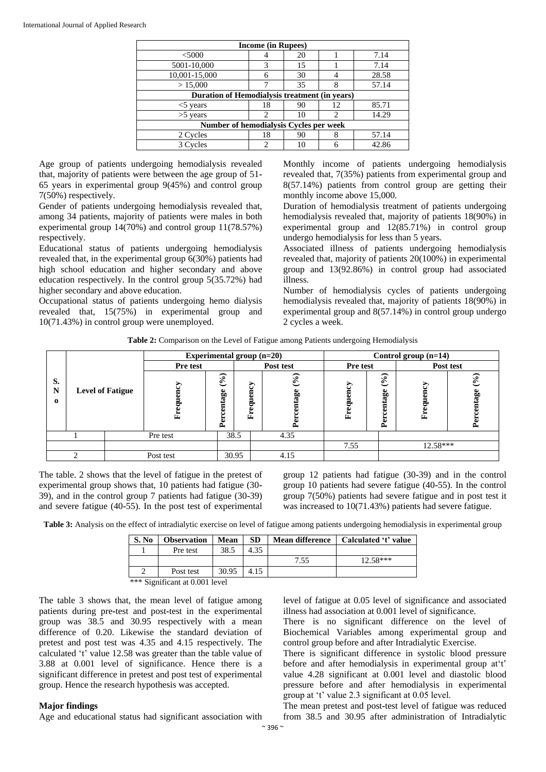| Income (in Rupees) | | | | |
|---|---|---|---|---|
| <5000 | 4 | 20 | 1 | 7.14 |
| 5001-10,000 | 3 | 15 | 1 | 7.14 |
| 10,001-15,000 | 6 | 30 | 4 | 28.58 |
| > 15,000 | 7 | 35 | 8 | 57.14 |
| **Duration of Hemodialysis treatment (in years)** | | | | |
| <5 years | 18 | 90 | 12 | 85.71 |
| >5 years | 2 | 10 | 2 | 14.29 |
| **Number of hemodialysis Cycles per week** | | | | |
| 2 Cycles | 18 | 90 | 8 | 57.14 |
| 3 Cycles | 2 | 10 | 6 | 42.86 |

Age group of patients undergoing hemodialysis revealed that, majority of patients were between the age group of 51-65 years in experimental group 9(45%) and control group 7(50%) respectively.

Gender of patients undergoing hemodialysis revealed that, among 34 patients, majority of patients were males in both experimental group 14(70%) and control group 11(78.57%) respectively.

Educational status of patients undergoing hemodialysis revealed that, in the experimental group 6(30%) patients had high school education and higher secondary and above education respectively. In the control group 5(35.72%) had higher secondary and above education.

Occupational status of patients undergoing hemo dialysis revealed that, 15(75%) in experimental group and 10(71.43%) in control group were unemployed.

Monthly income of patients undergoing hemodialysis revealed that, 7(35%) patients from experimental group and 8(57.14%) patients from control group are getting their monthly income above 15,000.

Duration of hemodialysis treatment of patients undergoing hemodialysis revealed that, majority of patients 18(90%) in experimental group and 12(85.71%) in control group undergo hemodialysis for less than 5 years.

Associated illness of patients undergoing hemodialysis revealed that, majority of patients 20(100%) in experimental group and 13(92.86%) in control group had associated illness.

Number of hemodialysis cycles of patients undergoing hemodialysis revealed that, majority of patients 18(90%) in experimental group and 8(57.14%) in control group undergo 2 cycles a week.

**Table 2:** Comparison on the Level of Fatigue among Patients undergoing Hemodialysis

| S. No | Level of Fatigue | | Experimental group (n=20) | | | | Control group (n=14) | | | |
|---|---|---|---|---|---|---|---|---|---|---|
| | | | Pre test | | Post test | | Pre test | | Post test | |
| | | | Frequency | Percentage (%) | Frequency | Percentage (%) | Frequency | Percentage (%) | Frequency | Percentage (%) |
| 1 | | Pre test | | 38.5 | | 4.35 | | | | |
| | | | | | | | 7.55 | | 12.58*** | |
| 2 | | Post test | | 30.95 | | 4.15 | | | | |

The table. 2 shows that the level of fatigue in the pretest of experimental group shows that, 10 patients had fatigue (30-39), and in the control group 7 patients had fatigue (30-39) and severe fatigue (40-55). In the post test of experimental group 12 patients had fatigue (30-39) and in the control group 10 patients had severe fatigue (40-55). In the control group 7(50%) patients had severe fatigue and in post test it was increased to 10(71.43%) patients had severe fatigue.

**Table 3:** Analysis on the effect of intradialytic exercise on level of fatigue among patients undergoing hemodialysis in experimental group

| S. No | Observation | Mean | SD | Mean difference | Calculated 't' value |
|---|---|---|---|---|---|
| 1 | Pre test | 38.5 | 4.35 | | |
| | | | | 7.55 | 12.58*** |
| 2 | Post test | 30.95 | 4.15 | | |

*** Significant at 0.001 level

The table 3 shows that, the mean level of fatigue among patients during pre-test and post-test in the experimental group was 38.5 and 30.95 respectively with a mean difference of 0.20. Likewise the standard deviation of pretest and post test was 4.35 and 4.15 respectively. The calculated 't' value 12.58 was greater than the table value of 3.88 at 0.001 level of significance. Hence there is a significant difference in pretest and post test of experimental group. Hence the research hypothesis was accepted.

## Major findings

Age and educational status had significant association with level of fatigue at 0.05 level of significance and associated illness had association at 0.001 level of significance.

There is no significant difference on the level of Biochemical Variables among experimental group and control group before and after Intradialytic Exercise.

There is significant difference in systolic blood pressure before and after hemodialysis in experimental group at't' value 4.28 significant at 0.001 level and diastolic blood pressure before and after hemodialysis in experimental group at 't' value 2.3 significant at 0.05 level.

The mean pretest and post-test level of fatigue was reduced from 38.5 and 30.95 after administration of Intradialytic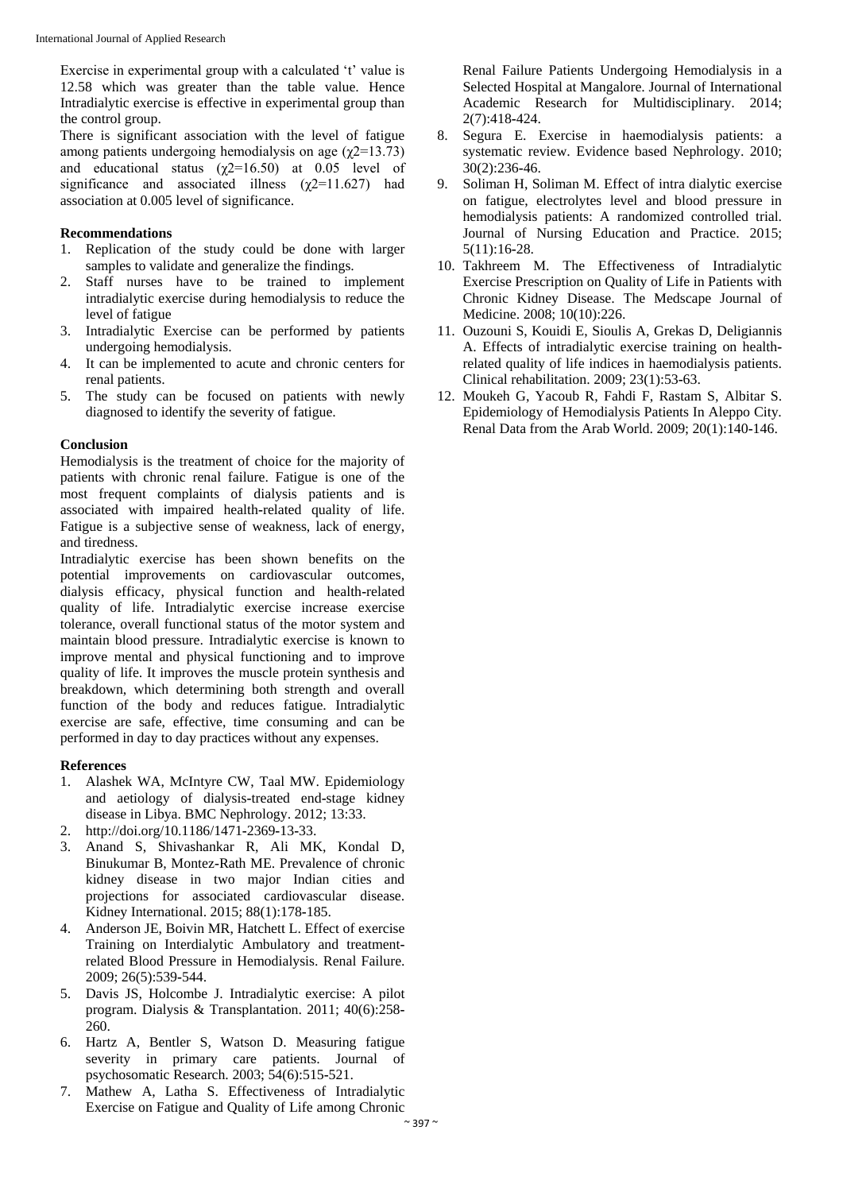Exercise in experimental group with a calculated 't' value is 12.58 which was greater than the table value. Hence Intradialytic exercise is effective in experimental group than the control group.

There is significant association with the level of fatigue among patients undergoing hemodialysis on age ($\chi2=13.73$) and educational status ($\chi2=16.50$) at 0.05 level of significance and associated illness ($\chi2=11.627$) had association at 0.005 level of significance.

**Recommendations**

1. Replication of the study could be done with larger samples to validate and generalize the findings.
2. Staff nurses have to be trained to implement intradialytic exercise during hemodialysis to reduce the level of fatigue
3. Intradialytic Exercise can be performed by patients undergoing hemodialysis.
4. It can be implemented to acute and chronic centers for renal patients.
5. The study can be focused on patients with newly diagnosed to identify the severity of fatigue.

**Conclusion**

Hemodialysis is the treatment of choice for the majority of patients with chronic renal failure. Fatigue is one of the most frequent complaints of dialysis patients and is associated with impaired health-related quality of life. Fatigue is a subjective sense of weakness, lack of energy, and tiredness.

Intradialytic exercise has been shown benefits on the potential improvements on cardiovascular outcomes, dialysis efficacy, physical function and health-related quality of life. Intradialytic exercise increase exercise tolerance, overall functional status of the motor system and maintain blood pressure. Intradialytic exercise is known to improve mental and physical functioning and to improve quality of life. It improves the muscle protein synthesis and breakdown, which determining both strength and overall function of the body and reduces fatigue. Intradialytic exercise are safe, effective, time consuming and can be performed in day to day practices without any expenses.

**References**

1. Alashek WA, McIntyre CW, Taal MW. Epidemiology and aetiology of dialysis-treated end-stage kidney disease in Libya. BMC Nephrology. 2012; 13:33.
2. http://doi.org/10.1186/1471-2369-13-33.
3. Anand S, Shivashankar R, Ali MK, Kondal D, Binukumar B, Montez-Rath ME. Prevalence of chronic kidney disease in two major Indian cities and projections for associated cardiovascular disease. Kidney International. 2015; 88(1):178-185.
4. Anderson JE, Boivin MR, Hatchett L. Effect of exercise Training on Interdialytic Ambulatory and treatment-related Blood Pressure in Hemodialysis. Renal Failure. 2009; 26(5):539-544.
5. Davis JS, Holcombe J. Intradialytic exercise: A pilot program. Dialysis & Transplantation. 2011; 40(6):258-260.
6. Hartz A, Bentler S, Watson D. Measuring fatigue severity in primary care patients. Journal of psychosomatic Research. 2003; 54(6):515-521.
7. Mathew A, Latha S. Effectiveness of Intradialytic Exercise on Fatigue and Quality of Life among Chronic Renal Failure Patients Undergoing Hemodialysis in a Selected Hospital at Mangalore. Journal of International Academic Research for Multidisciplinary. 2014; 2(7):418-424.
8. Segura E. Exercise in haemodialysis patients: a systematic review. Evidence based Nephrology. 2010; 30(2):236-46.
9. Soliman H, Soliman M. Effect of intra dialytic exercise on fatigue, electrolytes level and blood pressure in hemodialysis patients: A randomized controlled trial. Journal of Nursing Education and Practice. 2015; 5(11):16-28.
10. Takhreem M. The Effectiveness of Intradialytic Exercise Prescription on Quality of Life in Patients with Chronic Kidney Disease. The Medscape Journal of Medicine. 2008; 10(10):226.
11. Ouzouni S, Kouidi E, Sioulis A, Grekas D, Deligiannis A. Effects of intradialytic exercise training on health-related quality of life indices in haemodialysis patients. Clinical rehabilitation. 2009; 23(1):53-63.
12. Moukeh G, Yacoub R, Fahdi F, Rastam S, Albitar S. Epidemiology of Hemodialysis Patients In Aleppo City. Renal Data from the Arab World. 2009; 20(1):140-146.